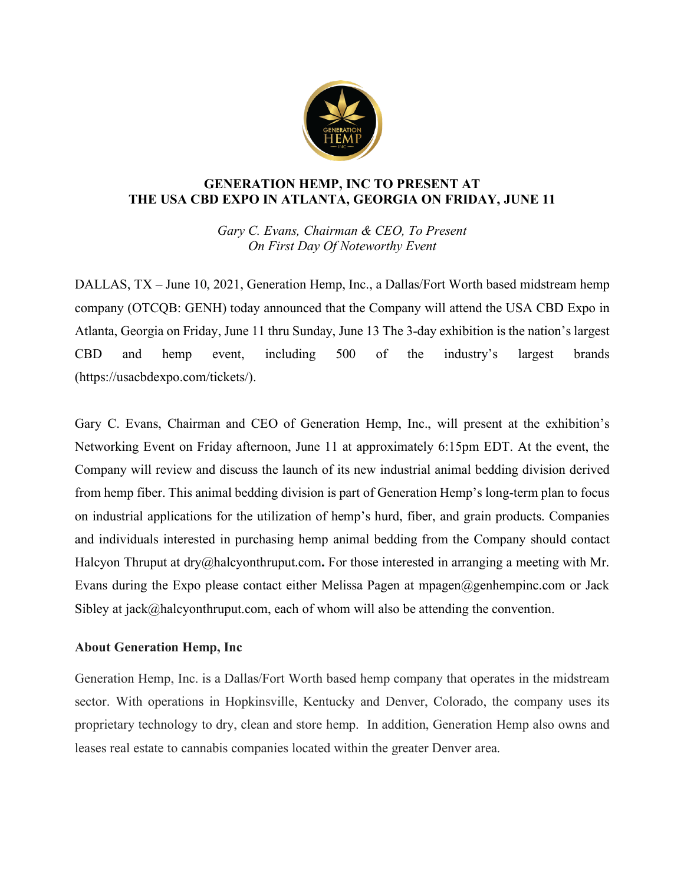# GENERATION HEMP, INC TO PRESENT AT THE USA CBD EXPO IN ATLANTA, GEORGIA ON FRIDAY, JUNE 11

*Gary C. Evans, Chairman & CEO, To Present On First Day Of Noteworthy Event*

DALLAS, TX – June 10, 2021, Generation Hemp, Inc., a Dallas/Fort Worth based midstream hemp company (OTCQB: GENH) today announced that the Company will attend the USA CBD Expo in Atlanta, Georgia on Friday, June 11 thru Sunday, June 13 The 3-day exhibition is the nation's largest CBD and hemp event, including 500 of the industry's largest brands (https://usacbdexpo.com/tickets/).

Gary C. Evans, Chairman and CEO of Generation Hemp, Inc., will present at the exhibition's Networking Event on Friday afternoon, June 11 at approximately 6:15pm EDT. At the event, the Company will review and discuss the launch of its new industrial animal bedding division derived from hemp fiber. This animal bedding division is part of Generation Hemp's long-term plan to focus on industrial applications for the utilization of hemp's hurd, fiber, and grain products. Companies and individuals interested in purchasing hemp animal bedding from the Company should contact Halcyon Thruput at dry@halcyonthruput.com**.** For those interested in arranging a meeting with Mr. Evans during the Expo please contact either Melissa Pagen at mpagen@genhempinc.com or Jack Sibley at jack@halcyonthruput.com, each of whom will also be attending the convention.

**About Generation Hemp, Inc**

Generation Hemp, Inc. is a Dallas/Fort Worth based hemp company that operates in the midstream sector. With operations in Hopkinsville, Kentucky and Denver, Colorado, the company uses its proprietary technology to dry, clean and store hemp. In addition, Generation Hemp also owns and leases real estate to cannabis companies located within the greater Denver area.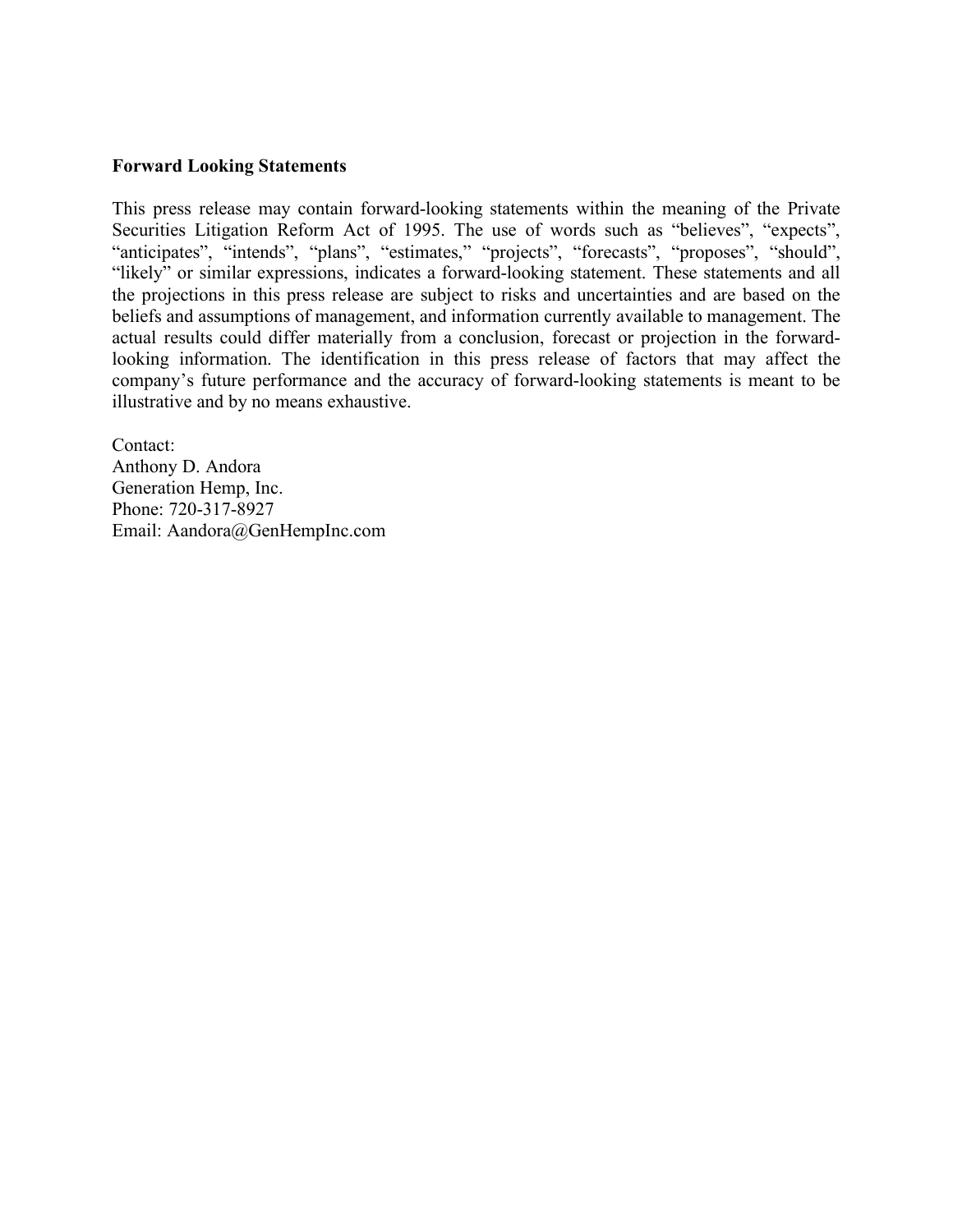**Forward Looking Statements**

This press release may contain forward-looking statements within the meaning of the Private Securities Litigation Reform Act of 1995. The use of words such as “believes”, “expects”, “anticipates”, “intends”, “plans”, “estimates,” “projects”, “forecasts”, “proposes”, “should”, “likely” or similar expressions, indicates a forward-looking statement. These statements and all the projections in this press release are subject to risks and uncertainties and are based on the beliefs and assumptions of management, and information currently available to management. The actual results could differ materially from a conclusion, forecast or projection in the forward-looking information. The identification in this press release of factors that may affect the company’s future performance and the accuracy of forward-looking statements is meant to be illustrative and by no means exhaustive.

Contact:
Anthony D. Andora
Generation Hemp, Inc.
Phone: 720-317-8927
Email: Aandora@GenHempInc.com